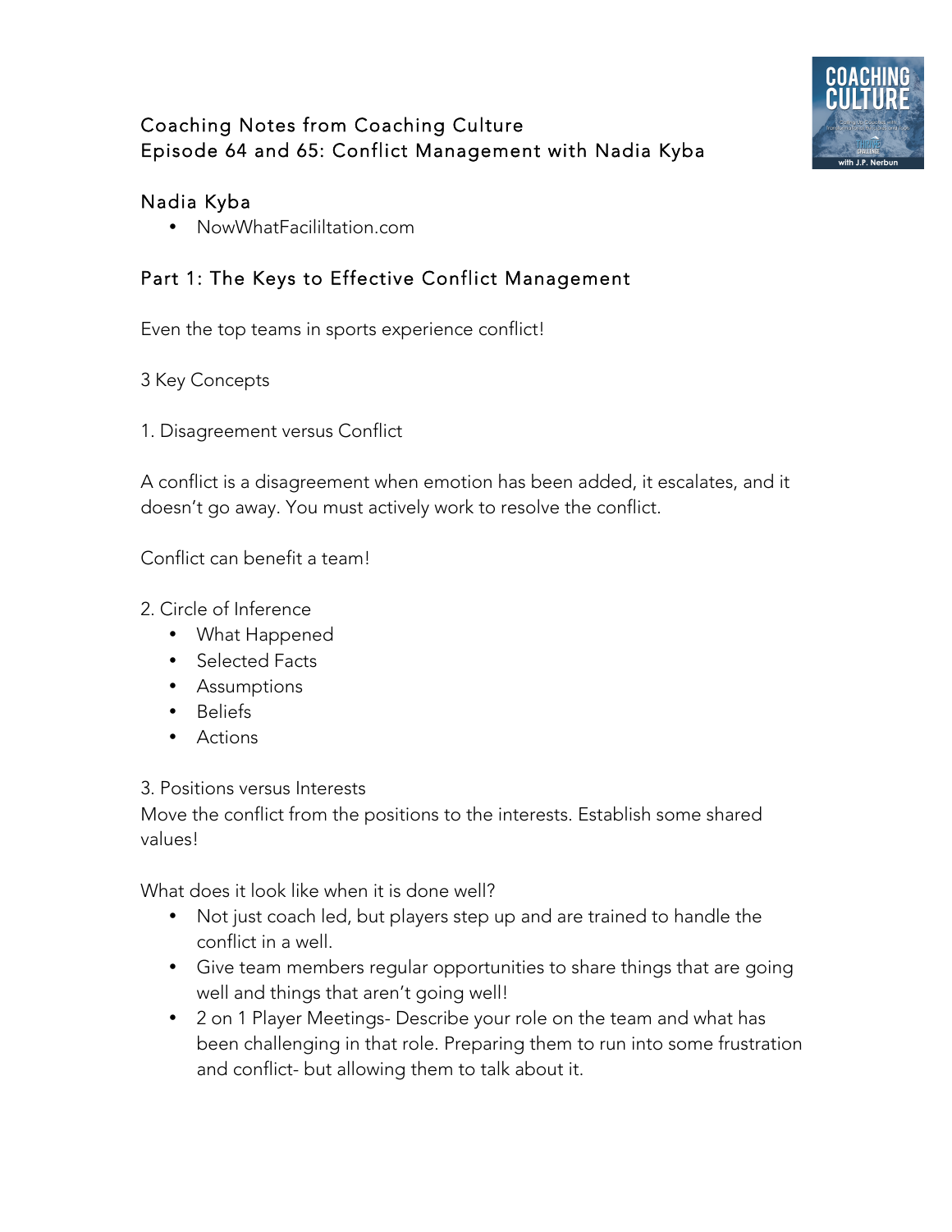## Coaching Notes from Coaching Culture
## Episode 64 and 65: Conflict Management with Nadia Kyba

### Nadia Kyba

- NowWhatFacililtation.com

### Part 1: The Keys to Effective Conflict Management

Even the top teams in sports experience conflict!

3 Key Concepts

1. Disagreement versus Conflict

A conflict is a disagreement when emotion has been added, it escalates, and it doesn't go away. You must actively work to resolve the conflict.

Conflict can benefit a team!

2. Circle of Inference
    - What Happened
    - Selected Facts
    - Assumptions
    - Beliefs
    - Actions

3. Positions versus Interests

Move the conflict from the positions to the interests. Establish some shared values!

What does it look like when it is done well?

- Not just coach led, but players step up and are trained to handle the conflict in a well.
- Give team members regular opportunities to share things that are going well and things that aren't going well!
- 2 on 1 Player Meetings- Describe your role on the team and what has been challenging in that role. Preparing them to run into some frustration and conflict- but allowing them to talk about it.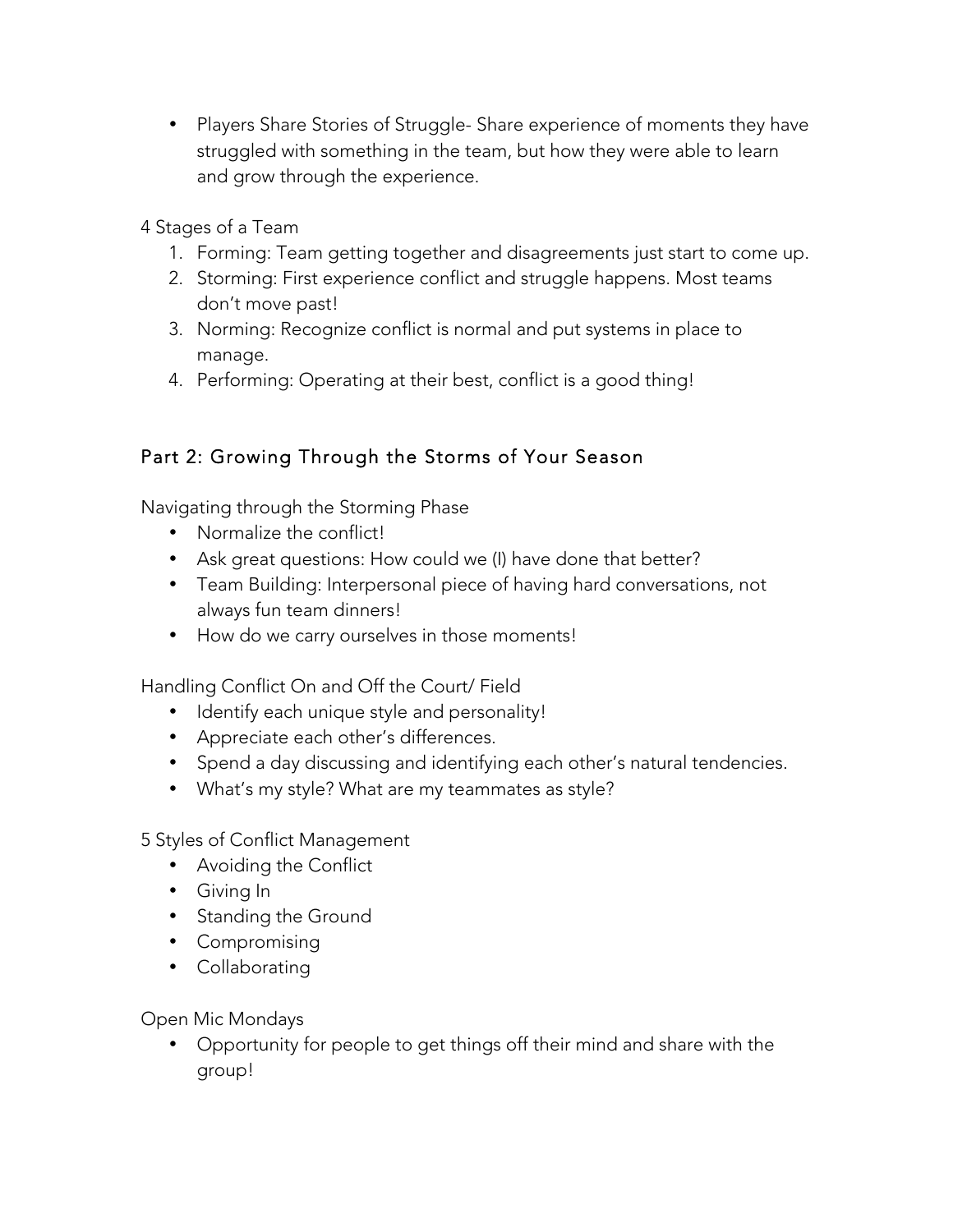- Players Share Stories of Struggle- Share experience of moments they have struggled with something in the team, but how they were able to learn and grow through the experience.

4 Stages of a Team

1. Forming: Team getting together and disagreements just start to come up.
2. Storming: First experience conflict and struggle happens. Most teams don't move past!
3. Norming: Recognize conflict is normal and put systems in place to manage.
4. Performing: Operating at their best, conflict is a good thing!

## Part 2: Growing Through the Storms of Your Season

Navigating through the Storming Phase

- Normalize the conflict!
- Ask great questions: How could we (I) have done that better?
- Team Building: Interpersonal piece of having hard conversations, not always fun team dinners!
- How do we carry ourselves in those moments!

Handling Conflict On and Off the Court/ Field

- Identify each unique style and personality!
- Appreciate each other's differences.
- Spend a day discussing and identifying each other's natural tendencies.
- What's my style? What are my teammates as style?

5 Styles of Conflict Management

- Avoiding the Conflict
- Giving In
- Standing the Ground
- Compromising
- Collaborating

Open Mic Mondays

- Opportunity for people to get things off their mind and share with the group!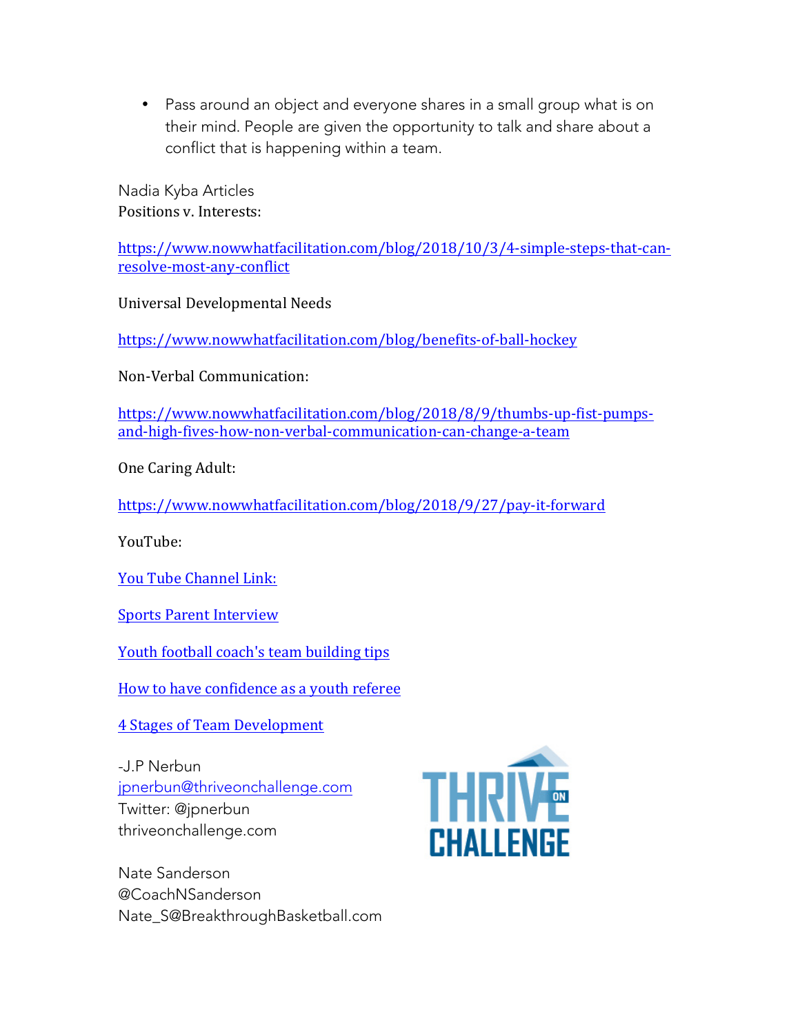- Pass around an object and everyone shares in a small group what is on their mind. People are given the opportunity to talk and share about a conflict that is happening within a team.

Nadia Kyba Articles
Positions v. Interests:

https://www.nowwhatfacilitation.com/blog/2018/10/3/4-simple-steps-that-can-resolve-most-any-conflict

Universal Developmental Needs

https://www.nowwhatfacilitation.com/blog/benefits-of-ball-hockey

Non-Verbal Communication:

https://www.nowwhatfacilitation.com/blog/2018/8/9/thumbs-up-fist-pumps-and-high-fives-how-non-verbal-communication-can-change-a-team

One Caring Adult:

https://www.nowwhatfacilitation.com/blog/2018/9/27/pay-it-forward

YouTube:

You Tube Channel Link:

Sports Parent Interview

Youth football coach's team building tips

How to have confidence as a youth referee

4 Stages of Team Development

-J.P Nerbun
jpnerbun@thriveonchallenge.com
Twitter: @jpnerbun
thriveonchallenge.com

THRIVE ON CHALLENGE

Nate Sanderson
@CoachNSanderson
Nate_S@BreakthroughBasketball.com